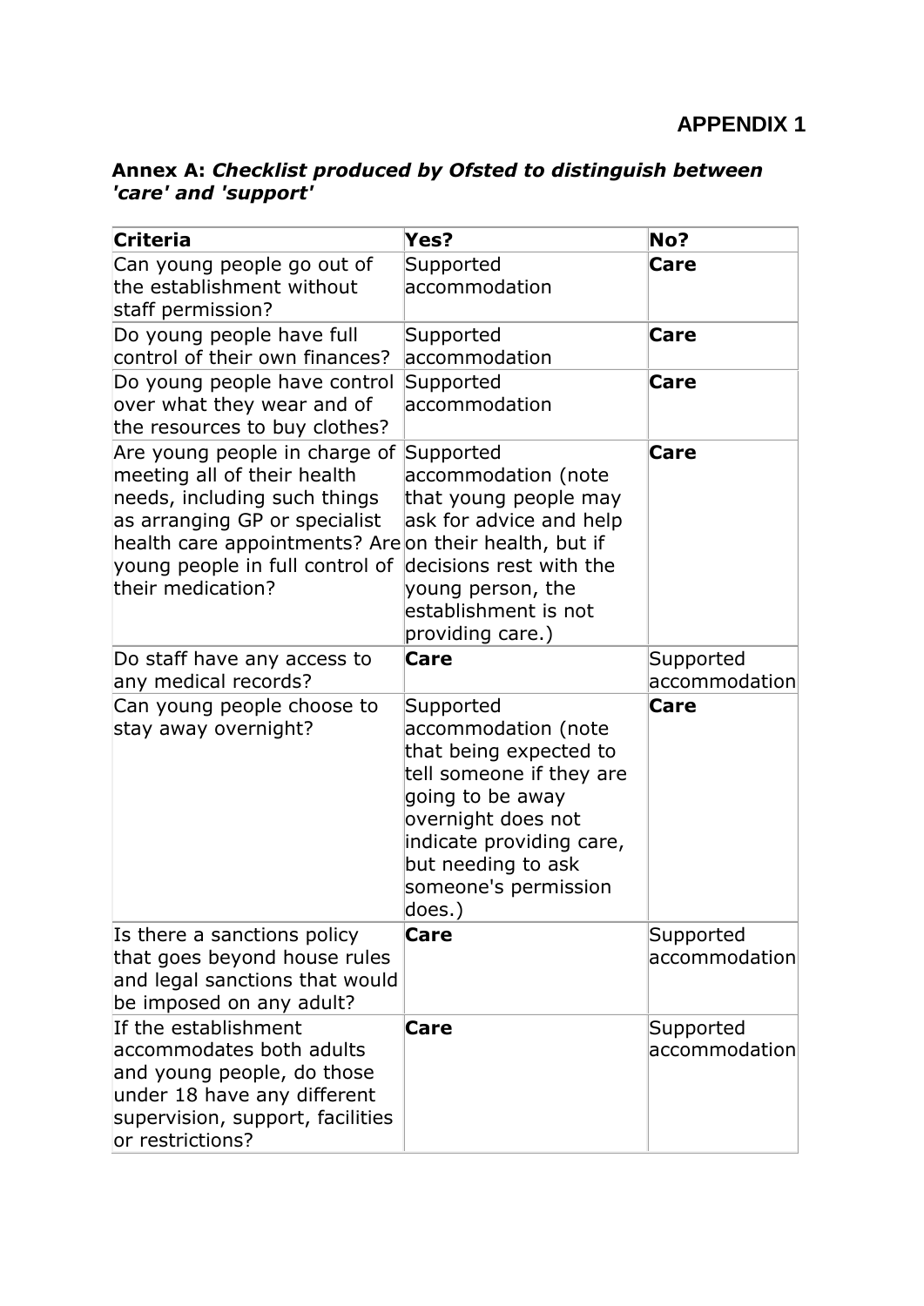**APPENDIX 1**

**Annex A:** ***Checklist produced by Ofsted to distinguish between 'care' and 'support'***

| **Criteria** | **Yes?** | **No?** |
|---|---|---|
| Can young people go out of the establishment without staff permission? | Supported accommodation | **Care** |
| Do young people have full control of their own finances? | Supported accommodation | **Care** |
| Do young people have control over what they wear and of the resources to buy clothes? | Supported accommodation | **Care** |
| Are young people in charge of meeting all of their health needs, including such things as arranging GP or specialist health care appointments? Are young people in full control of their medication? | Supported accommodation (note that young people may ask for advice and help on their health, but if decisions rest with the young person, the establishment is not providing care.) | **Care** |
| Do staff have any access to any medical records? | **Care** | Supported accommodation |
| Can young people choose to stay away overnight? | Supported accommodation (note that being expected to tell someone if they are going to be away overnight does not indicate providing care, but needing to ask someone's permission does.) | **Care** |
| Is there a sanctions policy that goes beyond house rules and legal sanctions that would be imposed on any adult? | **Care** | Supported accommodation |
| If the establishment accommodates both adults and young people, do those under 18 have any different supervision, support, facilities or restrictions? | **Care** | Supported accommodation |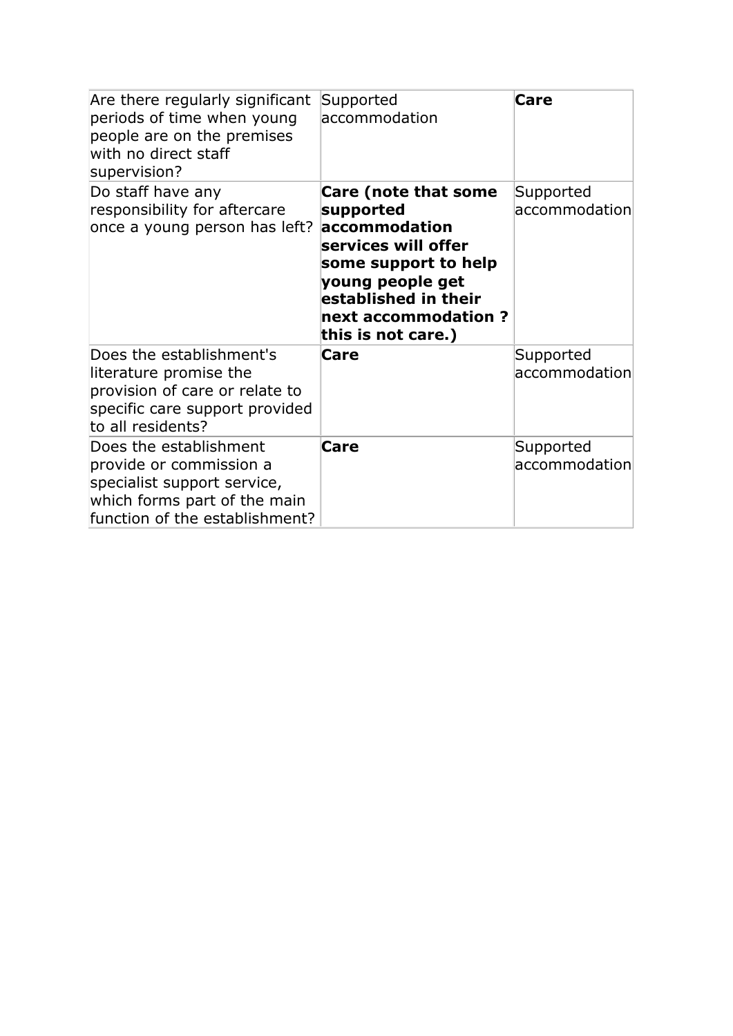| | | |
|---|---|---|
| Are there regularly significant periods of time when young people are on the premises with no direct staff supervision? | Supported accommodation | **Care** |
| Do staff have any responsibility for aftercare once a young person has left? | **Care (note that some supported accommodation services will offer some support to help young people get established in their next accommodation ? this is not care.)** | Supported accommodation |
| Does the establishment's literature promise the provision of care or relate to specific care support provided to all residents? | **Care** | Supported accommodation |
| Does the establishment provide or commission a specialist support service, which forms part of the main function of the establishment? | **Care** | Supported accommodation |